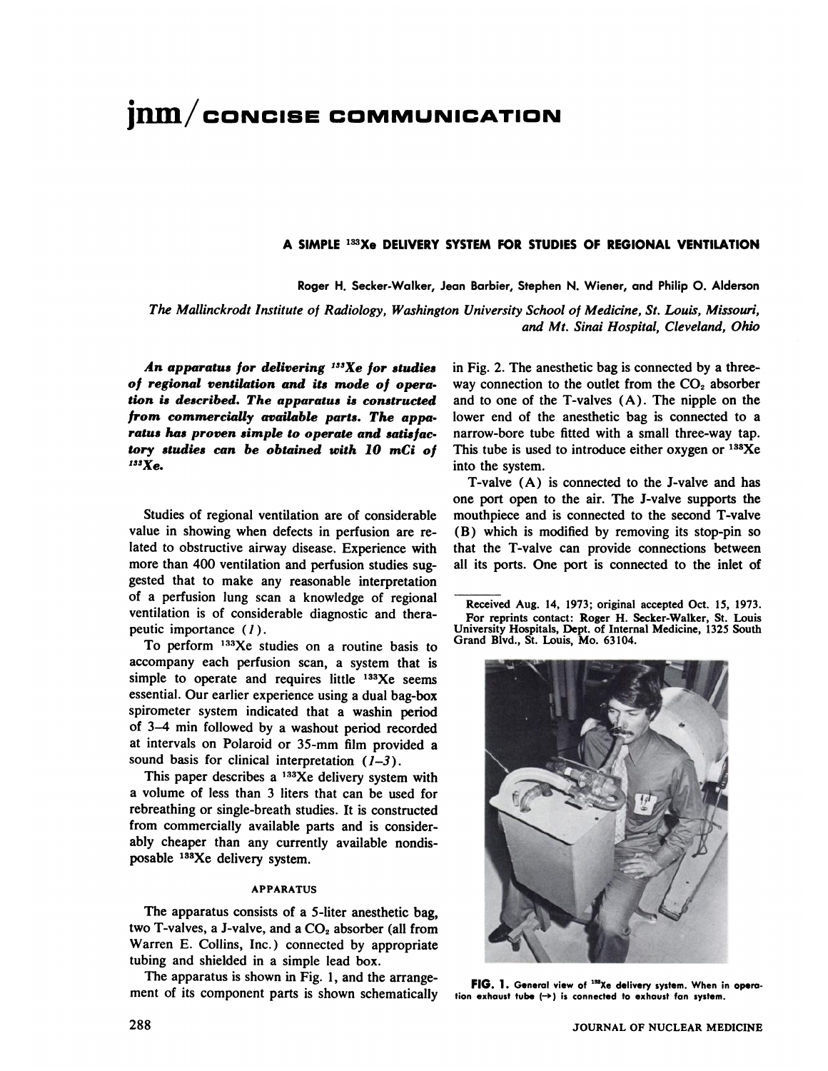# jnm / CONCISE COMMUNICATION

## A SIMPLE $^{133}Xe$ DELIVERY SYSTEM FOR STUDIES OF REGIONAL VENTILATION

Roger H. Secker-Walker, Jean Barbier, Stephen N. Wiener, and Philip O. Alderson

*The Mallinckrodt Institute of Radiology, Washington University School of Medicine, St. Louis, Missouri, and Mt. Sinai Hospital, Cleveland, Ohio*

***An apparatus for delivering $^{133}Xe$ for studies of regional ventilation and its mode of operation is described. The apparatus is constructed from commercially available parts. The apparatus has proven simple to operate and satisfactory studies can be obtained with 10 mCi of $^{133}Xe$.***

Studies of regional ventilation are of considerable value in showing when defects in perfusion are related to obstructive airway disease. Experience with more than 400 ventilation and perfusion studies suggested that to make any reasonable interpretation of a perfusion lung scan a knowledge of regional ventilation is of considerable diagnostic and therapeutic importance (*1*).

To perform $^{133}Xe$ studies on a routine basis to accompany each perfusion scan, a system that is simple to operate and requires little $^{133}Xe$ seems essential. Our earlier experience using a dual bag-box spirometer system indicated that a washin period of 3–4 min followed by a washout period recorded at intervals on Polaroid or 35-mm film provided a sound basis for clinical interpretation (*1–3*).

This paper describes a $^{133}Xe$ delivery system with a volume of less than 3 liters that can be used for rebreathing or single-breath studies. It is constructed from commercially available parts and is considerably cheaper than any currently available nondisposable $^{133}Xe$ delivery system.

### APPARATUS

The apparatus consists of a 5-liter anesthetic bag, two T-valves, a J-valve, and a $CO_2$ absorber (all from Warren E. Collins, Inc.) connected by appropriate tubing and shielded in a simple lead box.

The apparatus is shown in Fig. 1, and the arrangement of its component parts is shown schematically in Fig. 2. The anesthetic bag is connected by a three-way connection to the outlet from the $CO_2$ absorber and to one of the T-valves (A). The nipple on the lower end of the anesthetic bag is connected to a narrow-bore tube fitted with a small three-way tap. This tube is used to introduce either oxygen or $^{133}Xe$ into the system.

T-valve (A) is connected to the J-valve and has one port open to the air. The J-valve supports the mouthpiece and is connected to the second T-valve (B) which is modified by removing its stop-pin so that the T-valve can provide connections between all its ports. One port is connected to the inlet of

Received Aug. 14, 1973; original accepted Oct. 15, 1973.

For reprints contact: Roger H. Secker-Walker, St. Louis University Hospitals, Dept. of Internal Medicine, 1325 South Grand Blvd., St. Louis, Mo. 63104.

**FIG. 1.** General view of $^{133}Xe$ delivery system. When in operation exhaust tube (→) is connected to exhaust fan system.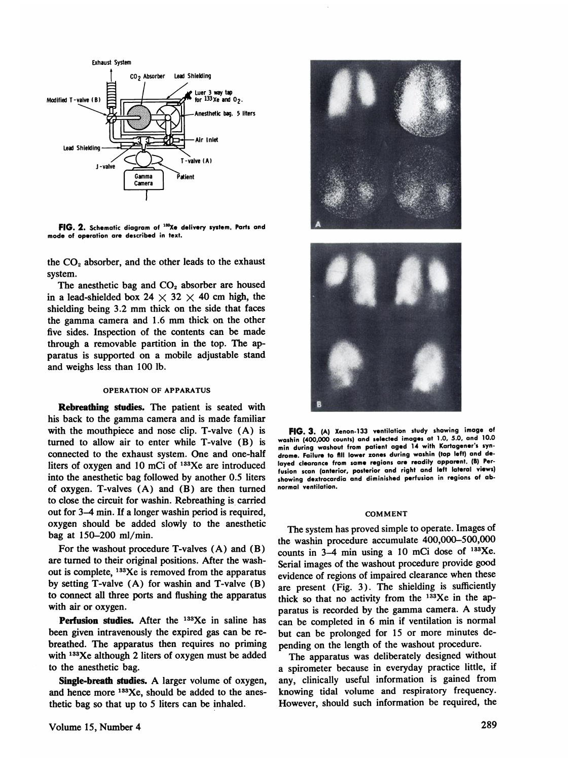**FIG. 2.** Schematic diagram of $^{133}Xe$ delivery system. Parts and mode of operation are described in text.

the $CO_2$ absorber, and the other leads to the exhaust system.

The anesthetic bag and $CO_2$ absorber are housed in a lead-shielded box $24 \times 32 \times 40$ cm high, the shielding being 3.2 mm thick on the side that faces the gamma camera and 1.6 mm thick on the other five sides. Inspection of the contents can be made through a removable partition in the top. The apparatus is supported on a mobile adjustable stand and weighs less than 100 lb.

### OPERATION OF APPARATUS

**Rebreathing studies.** The patient is seated with his back to the gamma camera and is made familiar with the mouthpiece and nose clip. T-valve (A) is turned to allow air to enter while T-valve (B) is connected to the exhaust system. One and one-half liters of oxygen and 10 mCi of $^{133}Xe$ are introduced into the anesthetic bag followed by another 0.5 liters of oxygen. T-valves (A) and (B) are then turned to close the circuit for washin. Rebreathing is carried out for 3–4 min. If a longer washin period is required, oxygen should be added slowly to the anesthetic bag at 150–200 ml/min.

For the washout procedure T-valves (A) and (B) are turned to their original positions. After the washout is complete, $^{133}Xe$ is removed from the apparatus by setting T-valve (A) for washin and T-valve (B) to connect all three ports and flushing the apparatus with air or oxygen.

**Perfusion studies.** After the $^{133}Xe$ in saline has been given intravenously the expired gas can be rebreathed. The apparatus then requires no priming with $^{133}Xe$ although 2 liters of oxygen must be added to the anesthetic bag.

**Single-breath studies.** A larger volume of oxygen, and hence more $^{133}Xe$, should be added to the anesthetic bag so that up to 5 liters can be inhaled.

**FIG. 3.** (A) Xenon-133 ventilation study showing image of washin (400,000 counts) and selected images at 1.0, 5.0, and 10.0 min during washout from patient aged 14 with Kartagener's syndrome. Failure to fill lower zones during washin (top left) and delayed clearance from same regions are readily apparent. (B) Perfusion scan (anterior, posterior and right and left lateral views) showing dextrocardia and diminished perfusion in regions of abnormal ventilation.

### COMMENT

The system has proved simple to operate. Images of the washin procedure accumulate 400,000–500,000 counts in 3–4 min using a 10 mCi dose of $^{133}Xe$. Serial images of the washout procedure provide good evidence of regions of impaired clearance when these are present (Fig. 3). The shielding is sufficiently thick so that no activity from the $^{133}Xe$ in the apparatus is recorded by the gamma camera. A study can be completed in 6 min if ventilation is normal but can be prolonged for 15 or more minutes depending on the length of the washout procedure.

The apparatus was deliberately designed without a spirometer because in everyday practice little, if any, clinically useful information is gained from knowing tidal volume and respiratory frequency. However, should such information be required, the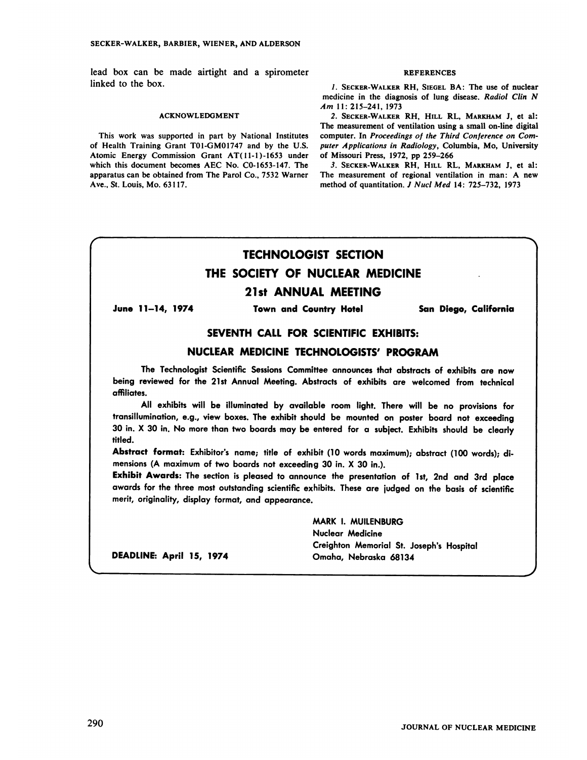lead box can be made airtight and a spirometer linked to the box.

## ACKNOWLEDGMENT

This work was supported in part by National Institutes of Health Training Grant T01-GM01747 and by the U.S. Atomic Energy Commission Grant AT(11-1)-1653 under which this document becomes AEC No. C0-1653-147. The apparatus can be obtained from The Parol Co., 7532 Warner Ave., St. Louis, Mo. 63117.

## REFERENCES

1. SECKER-WALKER RH, SIEGEL BA: The use of nuclear medicine in the diagnosis of lung disease. *Radiol Clin N Am* 11: 215–241, 1973
2. SECKER-WALKER RH, HILL RL, MARKHAM J, et al: The measurement of ventilation using a small on-line digital computer. In *Proceedings of the Third Conference on Computer Applications in Radiology*, Columbia, Mo, University of Missouri Press, 1972, pp 259–266
3. SECKER-WALKER RH, HILL RL, MARKHAM J, et al: The measurement of regional ventilation in man: A new method of quantitation. *J Nucl Med* 14: 725–732, 1973

---

# TECHNOLOGIST SECTION

# THE SOCIETY OF NUCLEAR MEDICINE

# 21st ANNUAL MEETING

**June 11–14, 1974** **Town and Country Hotel** **San Diego, California**

## SEVENTH CALL FOR SCIENTIFIC EXHIBITS:

## NUCLEAR MEDICINE TECHNOLOGISTS' PROGRAM

The Technologist Scientific Sessions Committee announces that abstracts of exhibits are now being reviewed for the 21st Annual Meeting. Abstracts of exhibits are welcomed from technical affiliates.

All exhibits will be illuminated by available room light. There will be no provisions for transillumination, e.g., view boxes. The exhibit should be mounted on poster board not exceeding 30 in. X 30 in. No more than two boards may be entered for a subject. Exhibits should be clearly titled.

**Abstract format:** Exhibitor's name; title of exhibit (10 words maximum); abstract (100 words); dimensions (A maximum of two boards not exceeding 30 in. X 30 in.).

**Exhibit Awards:** The section is pleased to announce the presentation of 1st, 2nd and 3rd place awards for the three most outstanding scientific exhibits. These are judged on the basis of scientific merit, originality, display format, and appearance.

MARK I. MUILENBURG
Nuclear Medicine
Creighton Memorial St. Joseph's Hospital
Omaha, Nebraska 68134

**DEADLINE: April 15, 1974**